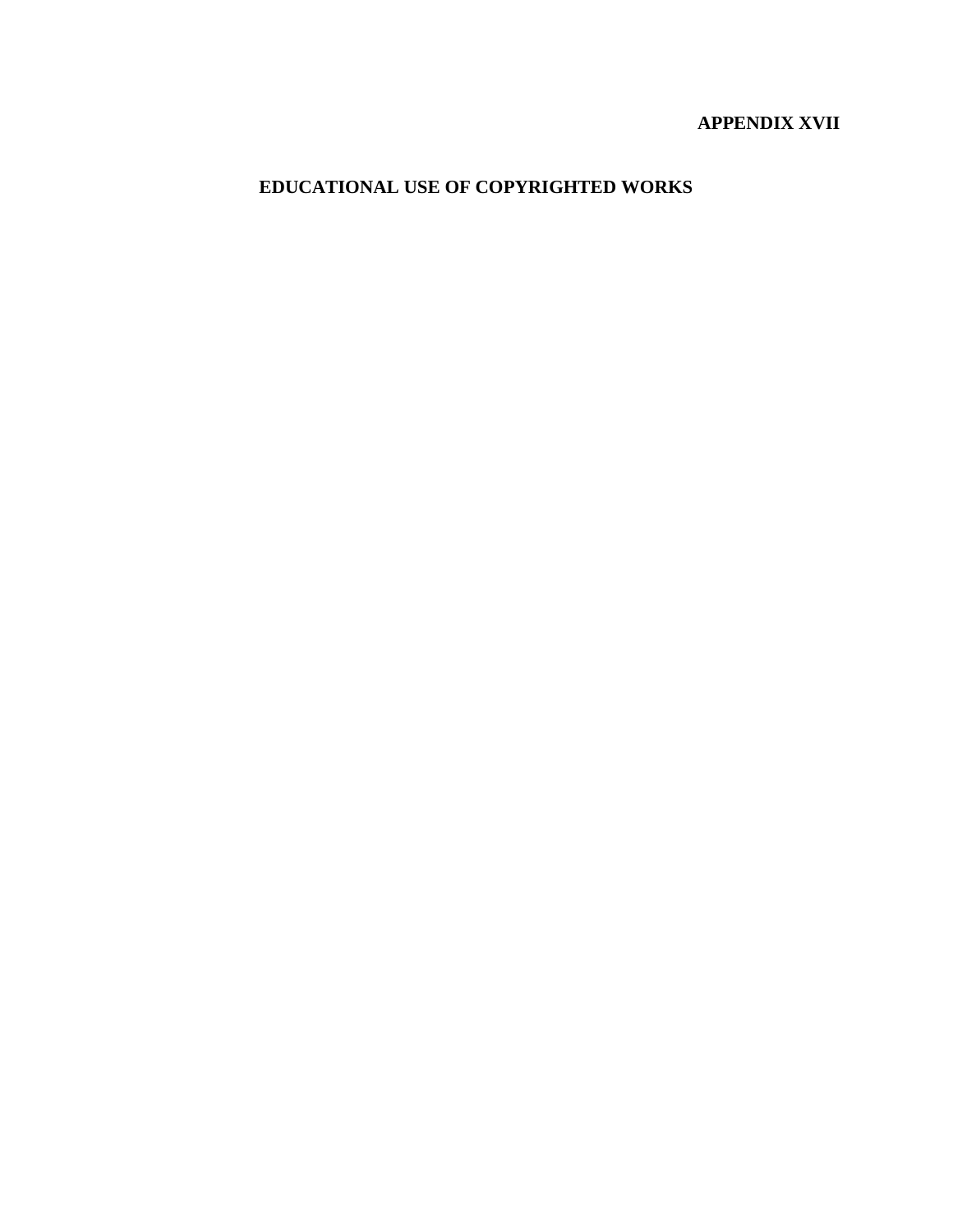**APPENDIX XVII**

# EDUCATIONAL USE OF COPYRIGHTED WORKS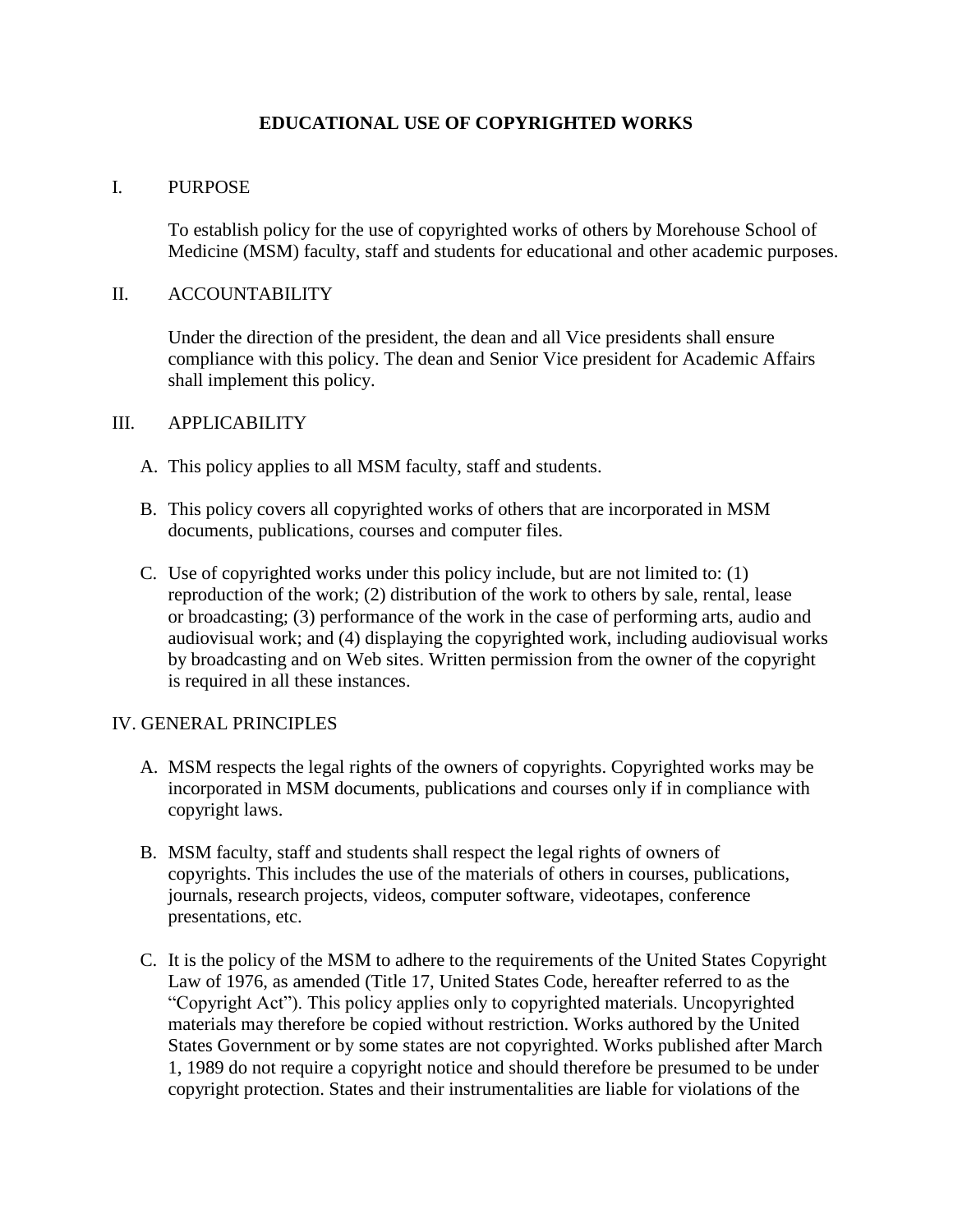# EDUCATIONAL USE OF COPYRIGHTED WORKS

## I. PURPOSE

To establish policy for the use of copyrighted works of others by Morehouse School of Medicine (MSM) faculty, staff and students for educational and other academic purposes.

## II. ACCOUNTABILITY

Under the direction of the president, the dean and all Vice presidents shall ensure compliance with this policy. The dean and Senior Vice president for Academic Affairs shall implement this policy.

## III. APPLICABILITY

A. This policy applies to all MSM faculty, staff and students.

B. This policy covers all copyrighted works of others that are incorporated in MSM documents, publications, courses and computer files.

C. Use of copyrighted works under this policy include, but are not limited to: (1) reproduction of the work; (2) distribution of the work to others by sale, rental, lease or broadcasting; (3) performance of the work in the case of performing arts, audio and audiovisual work; and (4) displaying the copyrighted work, including audiovisual works by broadcasting and on Web sites. Written permission from the owner of the copyright is required in all these instances.

## IV. GENERAL PRINCIPLES

A. MSM respects the legal rights of the owners of copyrights. Copyrighted works may be incorporated in MSM documents, publications and courses only if in compliance with copyright laws.

B. MSM faculty, staff and students shall respect the legal rights of owners of copyrights. This includes the use of the materials of others in courses, publications, journals, research projects, videos, computer software, videotapes, conference presentations, etc.

C. It is the policy of the MSM to adhere to the requirements of the United States Copyright Law of 1976, as amended (Title 17, United States Code, hereafter referred to as the "Copyright Act"). This policy applies only to copyrighted materials. Uncopyrighted materials may therefore be copied without restriction. Works authored by the United States Government or by some states are not copyrighted. Works published after March 1, 1989 do not require a copyright notice and should therefore be presumed to be under copyright protection. States and their instrumentalities are liable for violations of the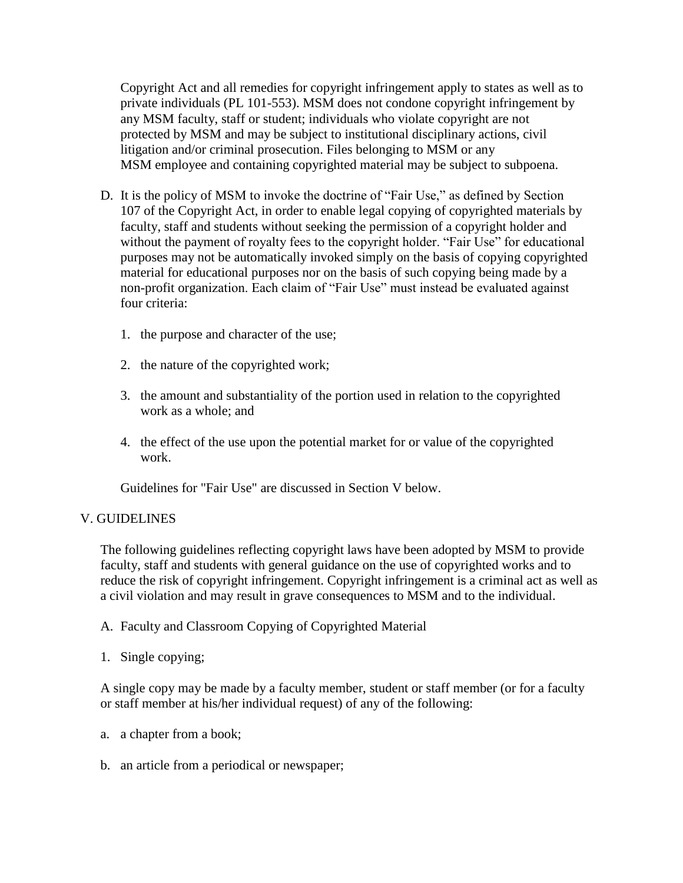Copyright Act and all remedies for copyright infringement apply to states as well as to private individuals (PL 101-553). MSM does not condone copyright infringement by any MSM faculty, staff or student; individuals who violate copyright are not protected by MSM and may be subject to institutional disciplinary actions, civil litigation and/or criminal prosecution. Files belonging to MSM or any MSM employee and containing copyrighted material may be subject to subpoena.

D. It is the policy of MSM to invoke the doctrine of "Fair Use," as defined by Section 107 of the Copyright Act, in order to enable legal copying of copyrighted materials by faculty, staff and students without seeking the permission of a copyright holder and without the payment of royalty fees to the copyright holder. "Fair Use" for educational purposes may not be automatically invoked simply on the basis of copying copyrighted material for educational purposes nor on the basis of such copying being made by a non-profit organization. Each claim of "Fair Use" must instead be evaluated against four criteria:

   1. the purpose and character of the use;
   2. the nature of the copyrighted work;
   3. the amount and substantiality of the portion used in relation to the copyrighted work as a whole; and
   4. the effect of the use upon the potential market for or value of the copyrighted work.

   Guidelines for "Fair Use" are discussed in Section V below.

## V. GUIDELINES

The following guidelines reflecting copyright laws have been adopted by MSM to provide faculty, staff and students with general guidance on the use of copyrighted works and to reduce the risk of copyright infringement. Copyright infringement is a criminal act as well as a civil violation and may result in grave consequences to MSM and to the individual.

A. Faculty and Classroom Copying of Copyrighted Material

1. Single copying;

A single copy may be made by a faculty member, student or staff member (or for a faculty or staff member at his/her individual request) of any of the following:

a. a chapter from a book;

b. an article from a periodical or newspaper;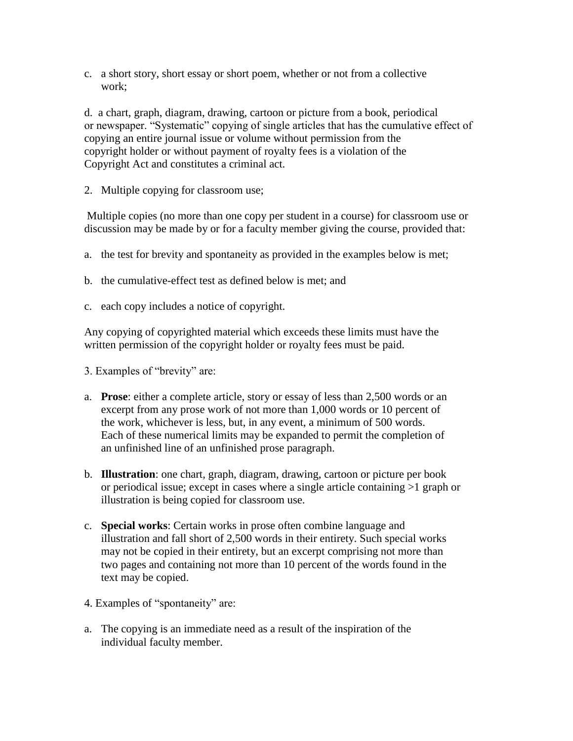c. a short story, short essay or short poem, whether or not from a collective work;

d. a chart, graph, diagram, drawing, cartoon or picture from a book, periodical or newspaper. "Systematic" copying of single articles that has the cumulative effect of copying an entire journal issue or volume without permission from the copyright holder or without payment of royalty fees is a violation of the Copyright Act and constitutes a criminal act.

2. Multiple copying for classroom use;

Multiple copies (no more than one copy per student in a course) for classroom use or discussion may be made by or for a faculty member giving the course, provided that:

a. the test for brevity and spontaneity as provided in the examples below is met;

b. the cumulative-effect test as defined below is met; and

c. each copy includes a notice of copyright.

Any copying of copyrighted material which exceeds these limits must have the written permission of the copyright holder or royalty fees must be paid.

3. Examples of "brevity" are:

a. **Prose**: either a complete article, story or essay of less than 2,500 words or an excerpt from any prose work of not more than 1,000 words or 10 percent of the work, whichever is less, but, in any event, a minimum of 500 words. Each of these numerical limits may be expanded to permit the completion of an unfinished line of an unfinished prose paragraph.

b. **Illustration**: one chart, graph, diagram, drawing, cartoon or picture per book or periodical issue; except in cases where a single article containing >1 graph or illustration is being copied for classroom use.

c. **Special works**: Certain works in prose often combine language and illustration and fall short of 2,500 words in their entirety. Such special works may not be copied in their entirety, but an excerpt comprising not more than two pages and containing not more than 10 percent of the words found in the text may be copied.

4. Examples of "spontaneity" are:

a. The copying is an immediate need as a result of the inspiration of the individual faculty member.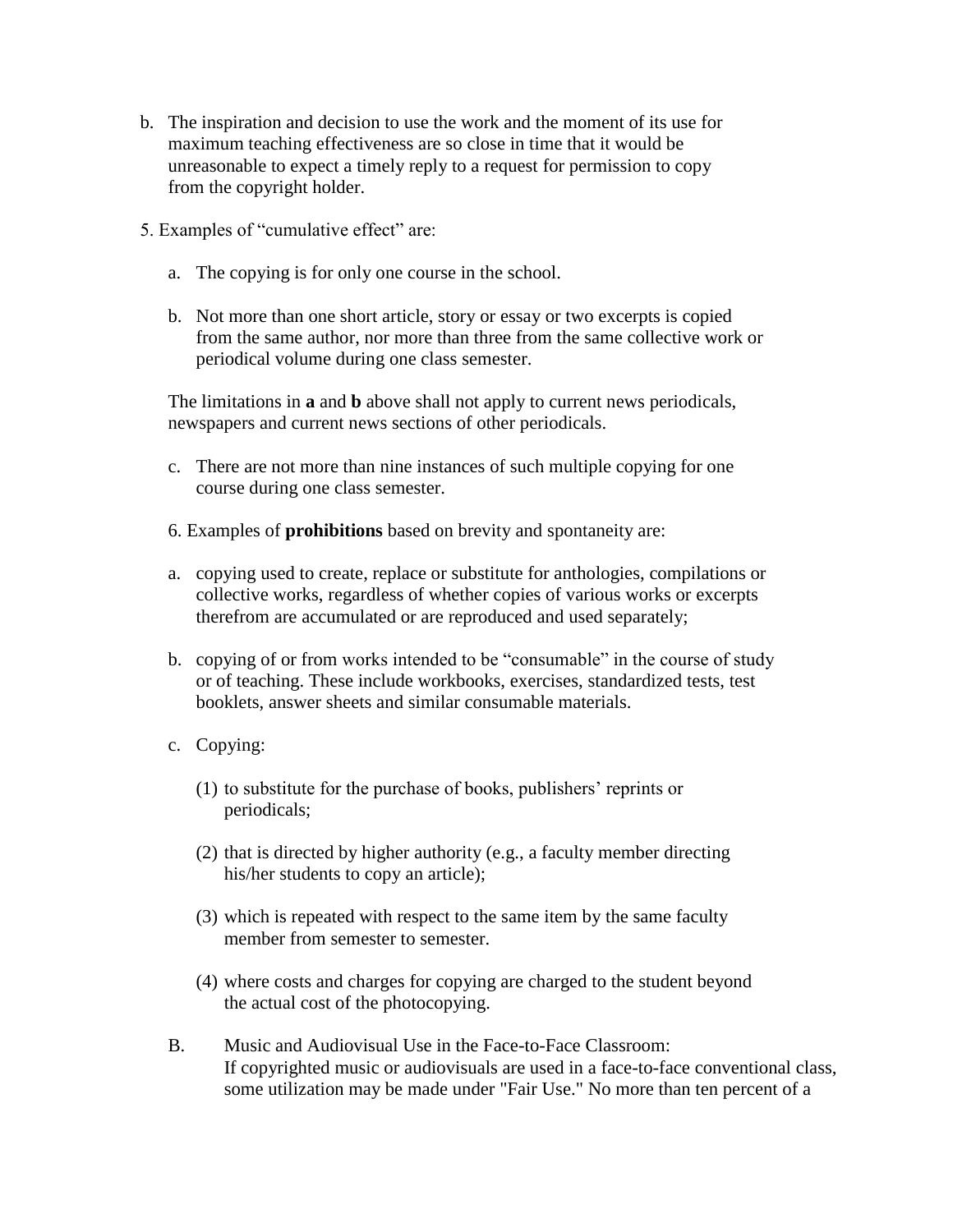b. The inspiration and decision to use the work and the moment of its use for maximum teaching effectiveness are so close in time that it would be unreasonable to expect a timely reply to a request for permission to copy from the copyright holder.

5. Examples of "cumulative effect" are:

   a. The copying is for only one course in the school.

   b. Not more than one short article, story or essay or two excerpts is copied from the same author, nor more than three from the same collective work or periodical volume during one class semester.

   The limitations in **a** and **b** above shall not apply to current news periodicals, newspapers and current news sections of other periodicals.

   c. There are not more than nine instances of such multiple copying for one course during one class semester.

6. Examples of **prohibitions** based on brevity and spontaneity are:

   a. copying used to create, replace or substitute for anthologies, compilations or collective works, regardless of whether copies of various works or excerpts therefrom are accumulated or are reproduced and used separately;

   b. copying of or from works intended to be "consumable" in the course of study or of teaching. These include workbooks, exercises, standardized tests, test booklets, answer sheets and similar consumable materials.

   c. Copying:

      (1) to substitute for the purchase of books, publishers' reprints or periodicals;

      (2) that is directed by higher authority (e.g., a faculty member directing his/her students to copy an article);

      (3) which is repeated with respect to the same item by the same faculty member from semester to semester.

      (4) where costs and charges for copying are charged to the student beyond the actual cost of the photocopying.

B. Music and Audiovisual Use in the Face-to-Face Classroom: If copyrighted music or audiovisuals are used in a face-to-face conventional class, some utilization may be made under "Fair Use." No more than ten percent of a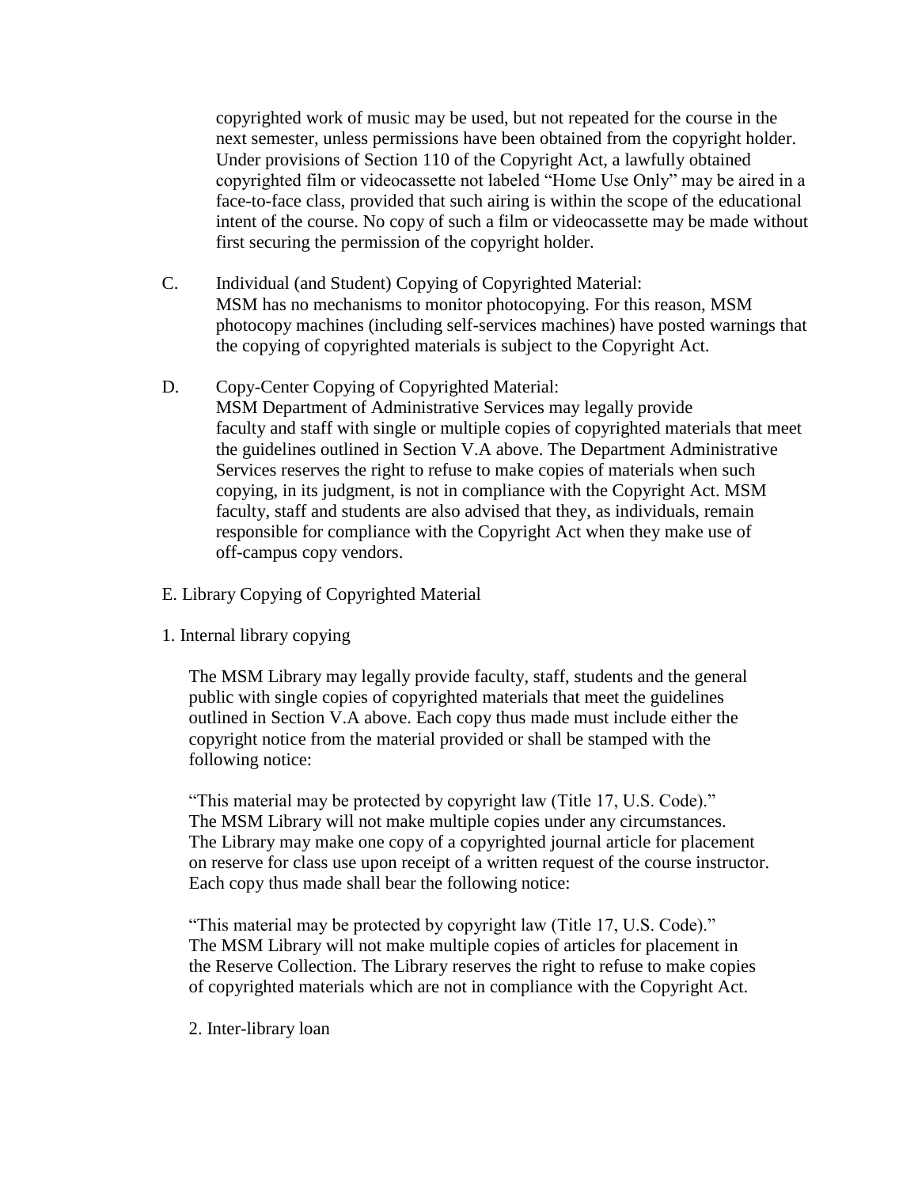copyrighted work of music may be used, but not repeated for the course in the next semester, unless permissions have been obtained from the copyright holder. Under provisions of Section 110 of the Copyright Act, a lawfully obtained copyrighted film or videocassette not labeled "Home Use Only" may be aired in a face-to-face class, provided that such airing is within the scope of the educational intent of the course. No copy of such a film or videocassette may be made without first securing the permission of the copyright holder.

C. Individual (and Student) Copying of Copyrighted Material:
MSM has no mechanisms to monitor photocopying. For this reason, MSM photocopy machines (including self-services machines) have posted warnings that the copying of copyrighted materials is subject to the Copyright Act.

D. Copy-Center Copying of Copyrighted Material:
MSM Department of Administrative Services may legally provide faculty and staff with single or multiple copies of copyrighted materials that meet the guidelines outlined in Section V.A above. The Department Administrative Services reserves the right to refuse to make copies of materials when such copying, in its judgment, is not in compliance with the Copyright Act. MSM faculty, staff and students are also advised that they, as individuals, remain responsible for compliance with the Copyright Act when they make use of off-campus copy vendors.

E. Library Copying of Copyrighted Material

1. Internal library copying

The MSM Library may legally provide faculty, staff, students and the general public with single copies of copyrighted materials that meet the guidelines outlined in Section V.A above. Each copy thus made must include either the copyright notice from the material provided or shall be stamped with the following notice:

"This material may be protected by copyright law (Title 17, U.S. Code)."
The MSM Library will not make multiple copies under any circumstances. The Library may make one copy of a copyrighted journal article for placement on reserve for class use upon receipt of a written request of the course instructor. Each copy thus made shall bear the following notice:

"This material may be protected by copyright law (Title 17, U.S. Code)."
The MSM Library will not make multiple copies of articles for placement in the Reserve Collection. The Library reserves the right to refuse to make copies of copyrighted materials which are not in compliance with the Copyright Act.

2. Inter-library loan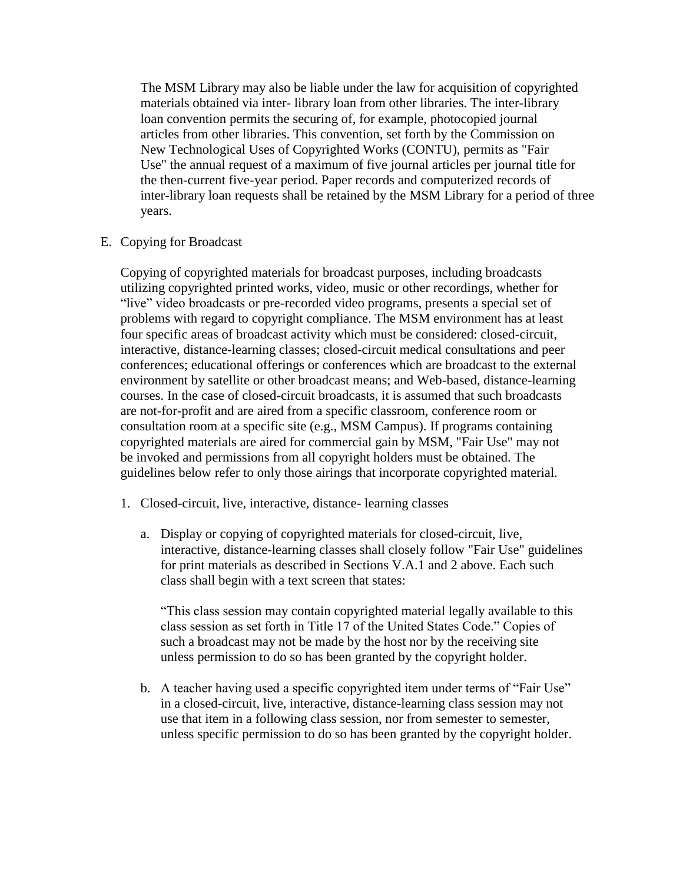The MSM Library may also be liable under the law for acquisition of copyrighted materials obtained via inter- library loan from other libraries. The inter-library loan convention permits the securing of, for example, photocopied journal articles from other libraries. This convention, set forth by the Commission on New Technological Uses of Copyrighted Works (CONTU), permits as "Fair Use" the annual request of a maximum of five journal articles per journal title for the then-current five-year period. Paper records and computerized records of inter-library loan requests shall be retained by the MSM Library for a period of three years.

E. Copying for Broadcast

Copying of copyrighted materials for broadcast purposes, including broadcasts utilizing copyrighted printed works, video, music or other recordings, whether for "live" video broadcasts or pre-recorded video programs, presents a special set of problems with regard to copyright compliance. The MSM environment has at least four specific areas of broadcast activity which must be considered: closed-circuit, interactive, distance-learning classes; closed-circuit medical consultations and peer conferences; educational offerings or conferences which are broadcast to the external environment by satellite or other broadcast means; and Web-based, distance-learning courses. In the case of closed-circuit broadcasts, it is assumed that such broadcasts are not-for-profit and are aired from a specific classroom, conference room or consultation room at a specific site (e.g., MSM Campus). If programs containing copyrighted materials are aired for commercial gain by MSM, "Fair Use" may not be invoked and permissions from all copyright holders must be obtained. The guidelines below refer to only those airings that incorporate copyrighted material.

1. Closed-circuit, live, interactive, distance- learning classes

   a. Display or copying of copyrighted materials for closed-circuit, live, interactive, distance-learning classes shall closely follow "Fair Use" guidelines for print materials as described in Sections V.A.1 and 2 above. Each such class shall begin with a text screen that states:

      "This class session may contain copyrighted material legally available to this class session as set forth in Title 17 of the United States Code." Copies of such a broadcast may not be made by the host nor by the receiving site unless permission to do so has been granted by the copyright holder.

   b. A teacher having used a specific copyrighted item under terms of "Fair Use" in a closed-circuit, live, interactive, distance-learning class session may not use that item in a following class session, nor from semester to semester, unless specific permission to do so has been granted by the copyright holder.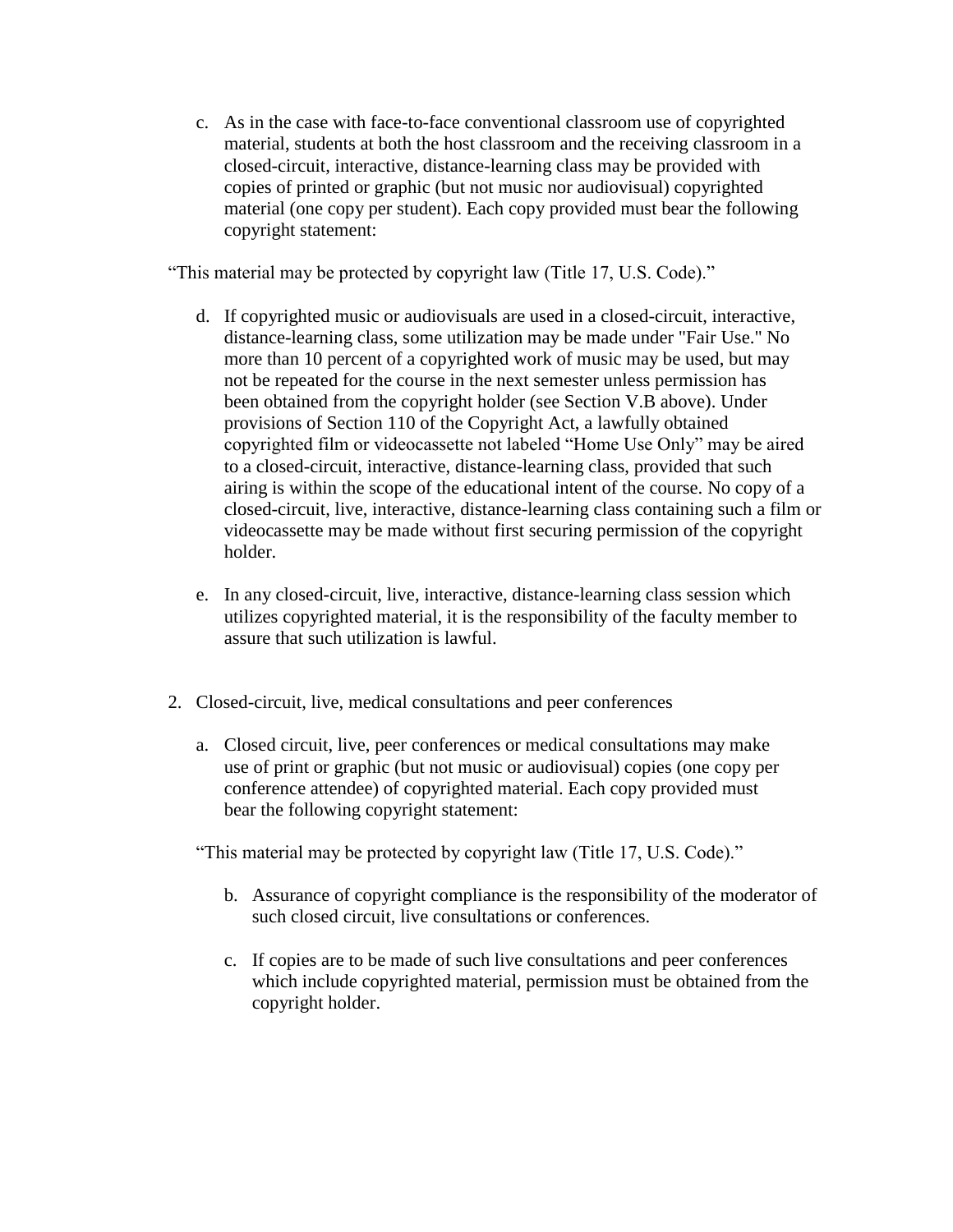c. As in the case with face-to-face conventional classroom use of copyrighted material, students at both the host classroom and the receiving classroom in a closed-circuit, interactive, distance-learning class may be provided with copies of printed or graphic (but not music nor audiovisual) copyrighted material (one copy per student). Each copy provided must bear the following copyright statement:

"This material may be protected by copyright law (Title 17, U.S. Code)."

d. If copyrighted music or audiovisuals are used in a closed-circuit, interactive, distance-learning class, some utilization may be made under "Fair Use." No more than 10 percent of a copyrighted work of music may be used, but may not be repeated for the course in the next semester unless permission has been obtained from the copyright holder (see Section V.B above). Under provisions of Section 110 of the Copyright Act, a lawfully obtained copyrighted film or videocassette not labeled "Home Use Only" may be aired to a closed-circuit, interactive, distance-learning class, provided that such airing is within the scope of the educational intent of the course. No copy of a closed-circuit, live, interactive, distance-learning class containing such a film or videocassette may be made without first securing permission of the copyright holder.

e. In any closed-circuit, live, interactive, distance-learning class session which utilizes copyrighted material, it is the responsibility of the faculty member to assure that such utilization is lawful.

2. Closed-circuit, live, medical consultations and peer conferences

   a. Closed circuit, live, peer conferences or medical consultations may make use of print or graphic (but not music or audiovisual) copies (one copy per conference attendee) of copyrighted material. Each copy provided must bear the following copyright statement:

   "This material may be protected by copyright law (Title 17, U.S. Code)."

   b. Assurance of copyright compliance is the responsibility of the moderator of such closed circuit, live consultations or conferences.

   c. If copies are to be made of such live consultations and peer conferences which include copyrighted material, permission must be obtained from the copyright holder.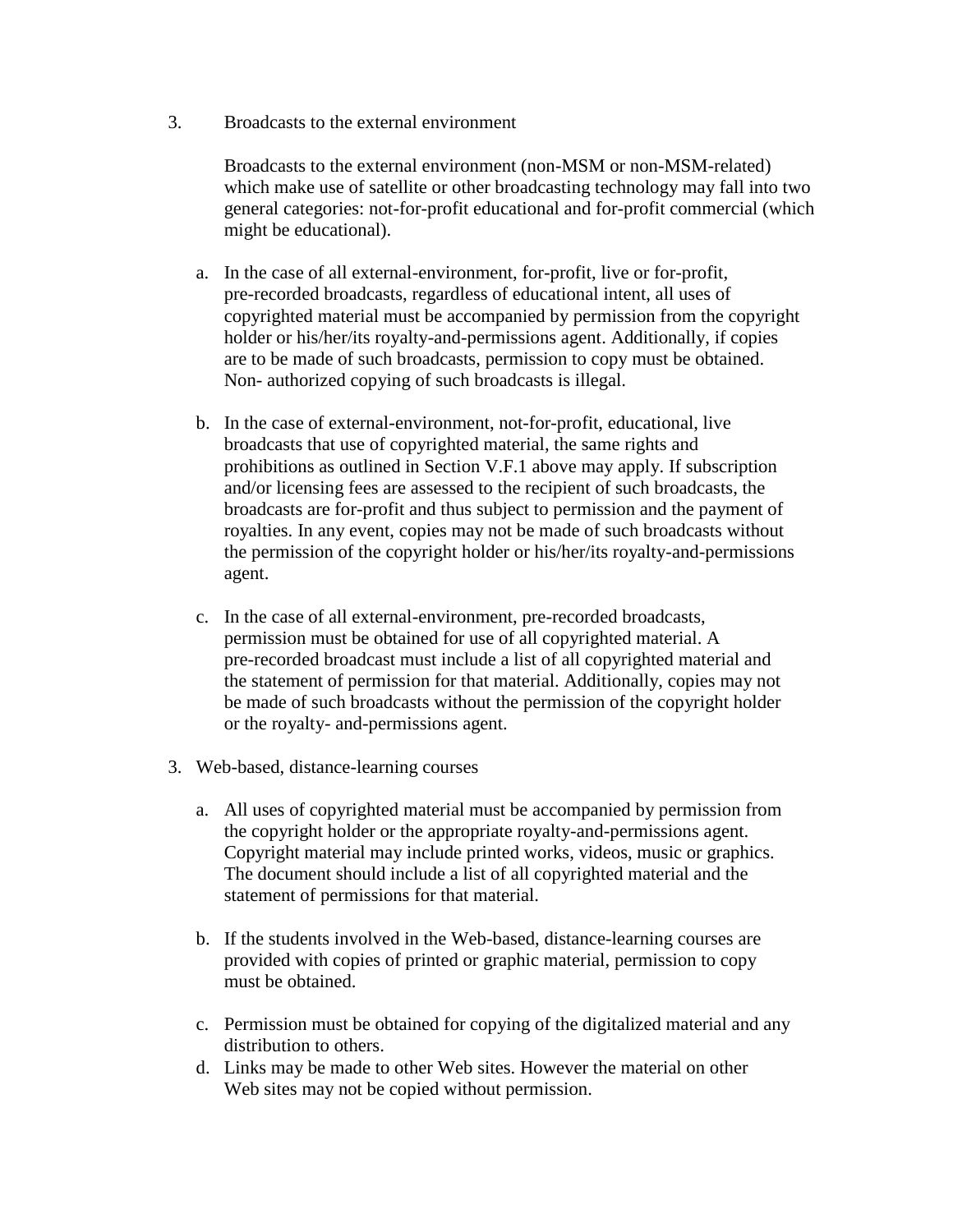3. Broadcasts to the external environment

   Broadcasts to the external environment (non-MSM or non-MSM-related) which make use of satellite or other broadcasting technology may fall into two general categories: not-for-profit educational and for-profit commercial (which might be educational).

   a. In the case of all external-environment, for-profit, live or for-profit, pre-recorded broadcasts, regardless of educational intent, all uses of copyrighted material must be accompanied by permission from the copyright holder or his/her/its royalty-and-permissions agent. Additionally, if copies are to be made of such broadcasts, permission to copy must be obtained. Non- authorized copying of such broadcasts is illegal.

   b. In the case of external-environment, not-for-profit, educational, live broadcasts that use of copyrighted material, the same rights and prohibitions as outlined in Section V.F.1 above may apply. If subscription and/or licensing fees are assessed to the recipient of such broadcasts, the broadcasts are for-profit and thus subject to permission and the payment of royalties. In any event, copies may not be made of such broadcasts without the permission of the copyright holder or his/her/its royalty-and-permissions agent.

   c. In the case of all external-environment, pre-recorded broadcasts, permission must be obtained for use of all copyrighted material. A pre-recorded broadcast must include a list of all copyrighted material and the statement of permission for that material. Additionally, copies may not be made of such broadcasts without the permission of the copyright holder or the royalty- and-permissions agent.

3. Web-based, distance-learning courses

   a. All uses of copyrighted material must be accompanied by permission from the copyright holder or the appropriate royalty-and-permissions agent. Copyright material may include printed works, videos, music or graphics. The document should include a list of all copyrighted material and the statement of permissions for that material.

   b. If the students involved in the Web-based, distance-learning courses are provided with copies of printed or graphic material, permission to copy must be obtained.

   c. Permission must be obtained for copying of the digitalized material and any distribution to others.

   d. Links may be made to other Web sites. However the material on other Web sites may not be copied without permission.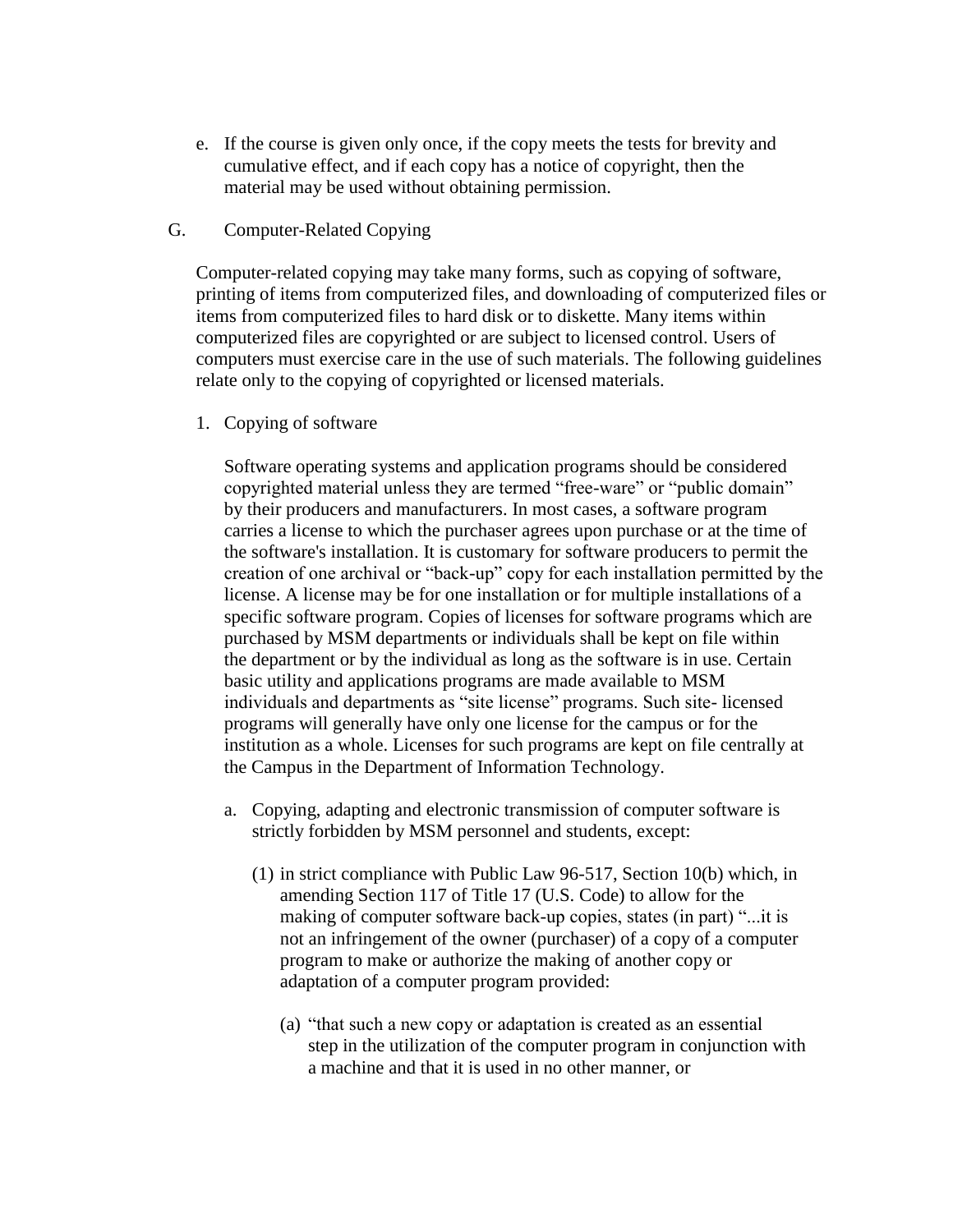e. If the course is given only once, if the copy meets the tests for brevity and cumulative effect, and if each copy has a notice of copyright, then the material may be used without obtaining permission.

## G. Computer-Related Copying

Computer-related copying may take many forms, such as copying of software, printing of items from computerized files, and downloading of computerized files or items from computerized files to hard disk or to diskette. Many items within computerized files are copyrighted or are subject to licensed control. Users of computers must exercise care in the use of such materials. The following guidelines relate only to the copying of copyrighted or licensed materials.

### 1. Copying of software

Software operating systems and application programs should be considered copyrighted material unless they are termed "free-ware" or "public domain" by their producers and manufacturers. In most cases, a software program carries a license to which the purchaser agrees upon purchase or at the time of the software's installation. It is customary for software producers to permit the creation of one archival or "back-up" copy for each installation permitted by the license. A license may be for one installation or for multiple installations of a specific software program. Copies of licenses for software programs which are purchased by MSM departments or individuals shall be kept on file within the department or by the individual as long as the software is in use. Certain basic utility and applications programs are made available to MSM individuals and departments as "site license" programs. Such site- licensed programs will generally have only one license for the campus or for the institution as a whole. Licenses for such programs are kept on file centrally at the Campus in the Department of Information Technology.

a. Copying, adapting and electronic transmission of computer software is strictly forbidden by MSM personnel and students, except:

   (1) in strict compliance with Public Law 96-517, Section 10(b) which, in amending Section 117 of Title 17 (U.S. Code) to allow for the making of computer software back-up copies, states (in part) "...it is not an infringement of the owner (purchaser) of a copy of a computer program to make or authorize the making of another copy or adaptation of a computer program provided:

      (a) "that such a new copy or adaptation is created as an essential step in the utilization of the computer program in conjunction with a machine and that it is used in no other manner, or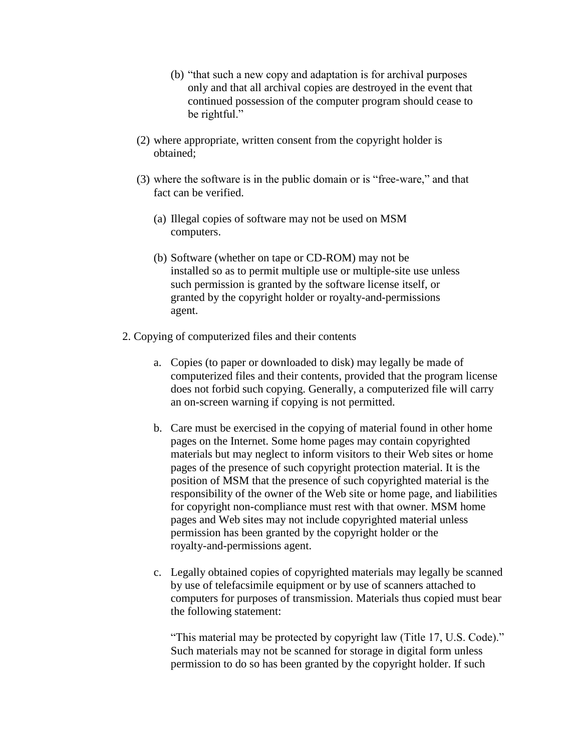(b) "that such a new copy and adaptation is for archival purposes only and that all archival copies are destroyed in the event that continued possession of the computer program should cease to be rightful."

(2) where appropriate, written consent from the copyright holder is obtained;

(3) where the software is in the public domain or is "free-ware," and that fact can be verified.

(a) Illegal copies of software may not be used on MSM computers.

(b) Software (whether on tape or CD-ROM) may not be installed so as to permit multiple use or multiple-site use unless such permission is granted by the software license itself, or granted by the copyright holder or royalty-and-permissions agent.

2. Copying of computerized files and their contents

a. Copies (to paper or downloaded to disk) may legally be made of computerized files and their contents, provided that the program license does not forbid such copying. Generally, a computerized file will carry an on-screen warning if copying is not permitted.

b. Care must be exercised in the copying of material found in other home pages on the Internet. Some home pages may contain copyrighted materials but may neglect to inform visitors to their Web sites or home pages of the presence of such copyright protection material. It is the position of MSM that the presence of such copyrighted material is the responsibility of the owner of the Web site or home page, and liabilities for copyright non-compliance must rest with that owner. MSM home pages and Web sites may not include copyrighted material unless permission has been granted by the copyright holder or the royalty-and-permissions agent.

c. Legally obtained copies of copyrighted materials may legally be scanned by use of telefacsimile equipment or by use of scanners attached to computers for purposes of transmission. Materials thus copied must bear the following statement:

"This material may be protected by copyright law (Title 17, U.S. Code)." Such materials may not be scanned for storage in digital form unless permission to do so has been granted by the copyright holder. If such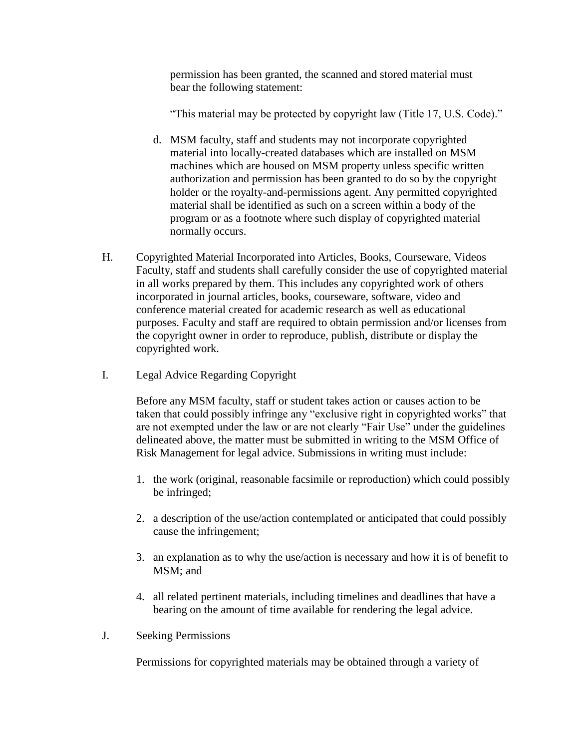permission has been granted, the scanned and stored material must bear the following statement:

"This material may be protected by copyright law (Title 17, U.S. Code)."

d. MSM faculty, staff and students may not incorporate copyrighted material into locally-created databases which are installed on MSM machines which are housed on MSM property unless specific written authorization and permission has been granted to do so by the copyright holder or the royalty-and-permissions agent. Any permitted copyrighted material shall be identified as such on a screen within a body of the program or as a footnote where such display of copyrighted material normally occurs.

H. Copyrighted Material Incorporated into Articles, Books, Courseware, Videos

Faculty, staff and students shall carefully consider the use of copyrighted material in all works prepared by them. This includes any copyrighted work of others incorporated in journal articles, books, courseware, software, video and conference material created for academic research as well as educational purposes. Faculty and staff are required to obtain permission and/or licenses from the copyright owner in order to reproduce, publish, distribute or display the copyrighted work.

I. Legal Advice Regarding Copyright

Before any MSM faculty, staff or student takes action or causes action to be taken that could possibly infringe any "exclusive right in copyrighted works" that are not exempted under the law or are not clearly "Fair Use" under the guidelines delineated above, the matter must be submitted in writing to the MSM Office of Risk Management for legal advice. Submissions in writing must include:

1. the work (original, reasonable facsimile or reproduction) which could possibly be infringed;

2. a description of the use/action contemplated or anticipated that could possibly cause the infringement;

3. an explanation as to why the use/action is necessary and how it is of benefit to MSM; and

4. all related pertinent materials, including timelines and deadlines that have a bearing on the amount of time available for rendering the legal advice.

J. Seeking Permissions

Permissions for copyrighted materials may be obtained through a variety of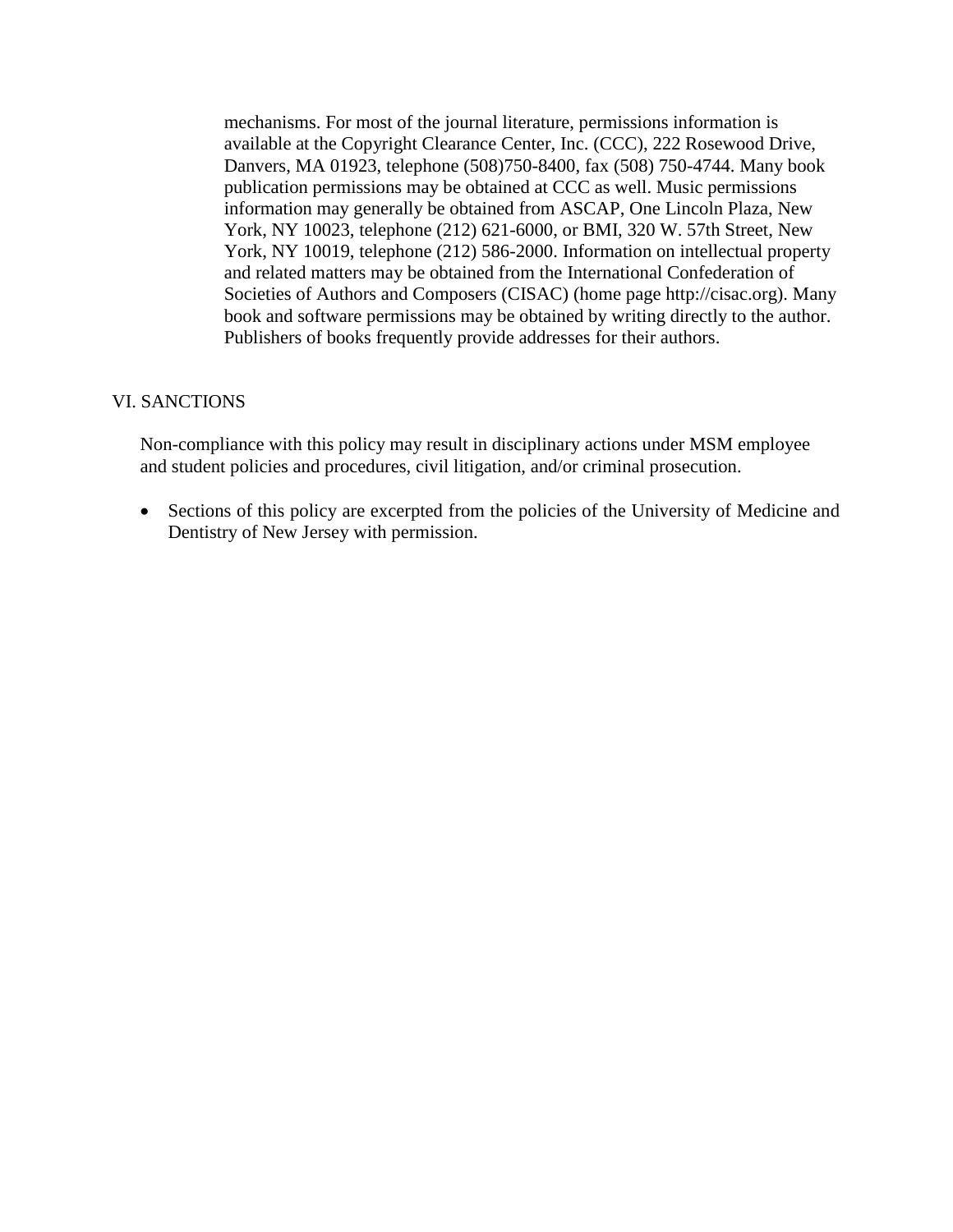mechanisms. For most of the journal literature, permissions information is available at the Copyright Clearance Center, Inc. (CCC), 222 Rosewood Drive, Danvers, MA 01923, telephone (508)750-8400, fax (508) 750-4744. Many book publication permissions may be obtained at CCC as well. Music permissions information may generally be obtained from ASCAP, One Lincoln Plaza, New York, NY 10023, telephone (212) 621-6000, or BMI, 320 W. 57th Street, New York, NY 10019, telephone (212) 586-2000. Information on intellectual property and related matters may be obtained from the International Confederation of Societies of Authors and Composers (CISAC) (home page http://cisac.org). Many book and software permissions may be obtained by writing directly to the author. Publishers of books frequently provide addresses for their authors.

## VI. SANCTIONS

Non-compliance with this policy may result in disciplinary actions under MSM employee and student policies and procedures, civil litigation, and/or criminal prosecution.

- Sections of this policy are excerpted from the policies of the University of Medicine and Dentistry of New Jersey with permission.